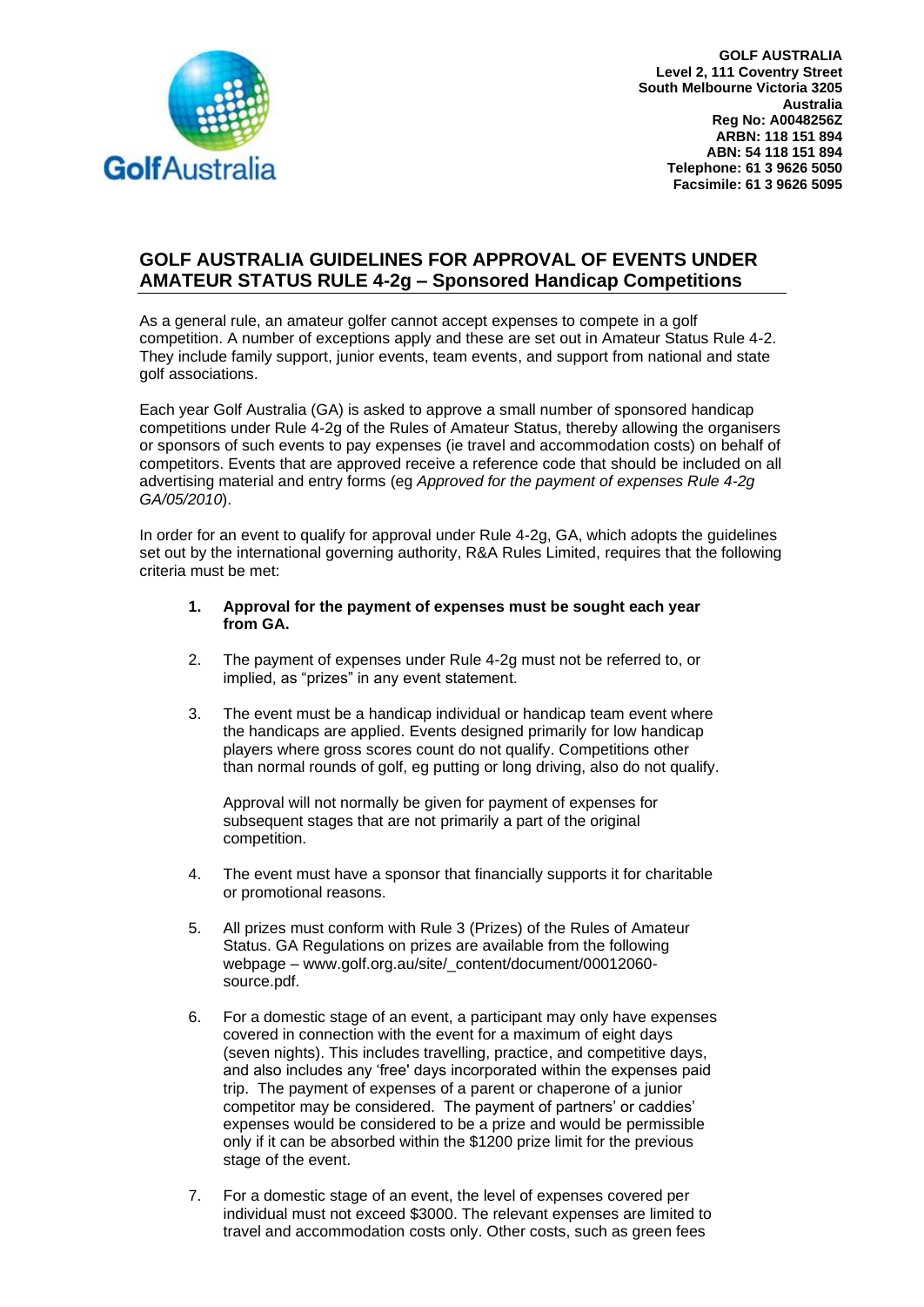**GOLF AUSTRALIA**
**Level 2, 111 Coventry Street**
**South Melbourne Victoria 3205**
**Australia**
**Reg No: A0048256Z**
**ARBN: 118 151 894**
**ABN: 54 118 151 894**
**Telephone: 61 3 9626 5050**
**Facsimile: 61 3 9626 5095**

## GOLF AUSTRALIA GUIDELINES FOR APPROVAL OF EVENTS UNDER AMATEUR STATUS RULE 4-2g – Sponsored Handicap Competitions

As a general rule, an amateur golfer cannot accept expenses to compete in a golf competition. A number of exceptions apply and these are set out in Amateur Status Rule 4-2. They include family support, junior events, team events, and support from national and state golf associations.

Each year Golf Australia (GA) is asked to approve a small number of sponsored handicap competitions under Rule 4-2g of the Rules of Amateur Status, thereby allowing the organisers or sponsors of such events to pay expenses (ie travel and accommodation costs) on behalf of competitors. Events that are approved receive a reference code that should be included on all advertising material and entry forms (eg *Approved for the payment of expenses Rule 4-2g GA/05/2010*).

In order for an event to qualify for approval under Rule 4-2g, GA, which adopts the guidelines set out by the international governing authority, R&A Rules Limited, requires that the following criteria must be met:

1. **Approval for the payment of expenses must be sought each year from GA.**

2. The payment of expenses under Rule 4-2g must not be referred to, or implied, as "prizes" in any event statement.

3. The event must be a handicap individual or handicap team event where the handicaps are applied. Events designed primarily for low handicap players where gross scores count do not qualify. Competitions other than normal rounds of golf, eg putting or long driving, also do not qualify.

   Approval will not normally be given for payment of expenses for subsequent stages that are not primarily a part of the original competition.

4. The event must have a sponsor that financially supports it for charitable or promotional reasons.

5. All prizes must conform with Rule 3 (Prizes) of the Rules of Amateur Status. GA Regulations on prizes are available from the following webpage – www.golf.org.au/site/_content/document/00012060-source.pdf.

6. For a domestic stage of an event, a participant may only have expenses covered in connection with the event for a maximum of eight days (seven nights). This includes travelling, practice, and competitive days, and also includes any 'free' days incorporated within the expenses paid trip. The payment of expenses of a parent or chaperone of a junior competitor may be considered. The payment of partners' or caddies' expenses would be considered to be a prize and would be permissible only if it can be absorbed within the $1200 prize limit for the previous stage of the event.

7. For a domestic stage of an event, the level of expenses covered per individual must not exceed $3000. The relevant expenses are limited to travel and accommodation costs only. Other costs, such as green fees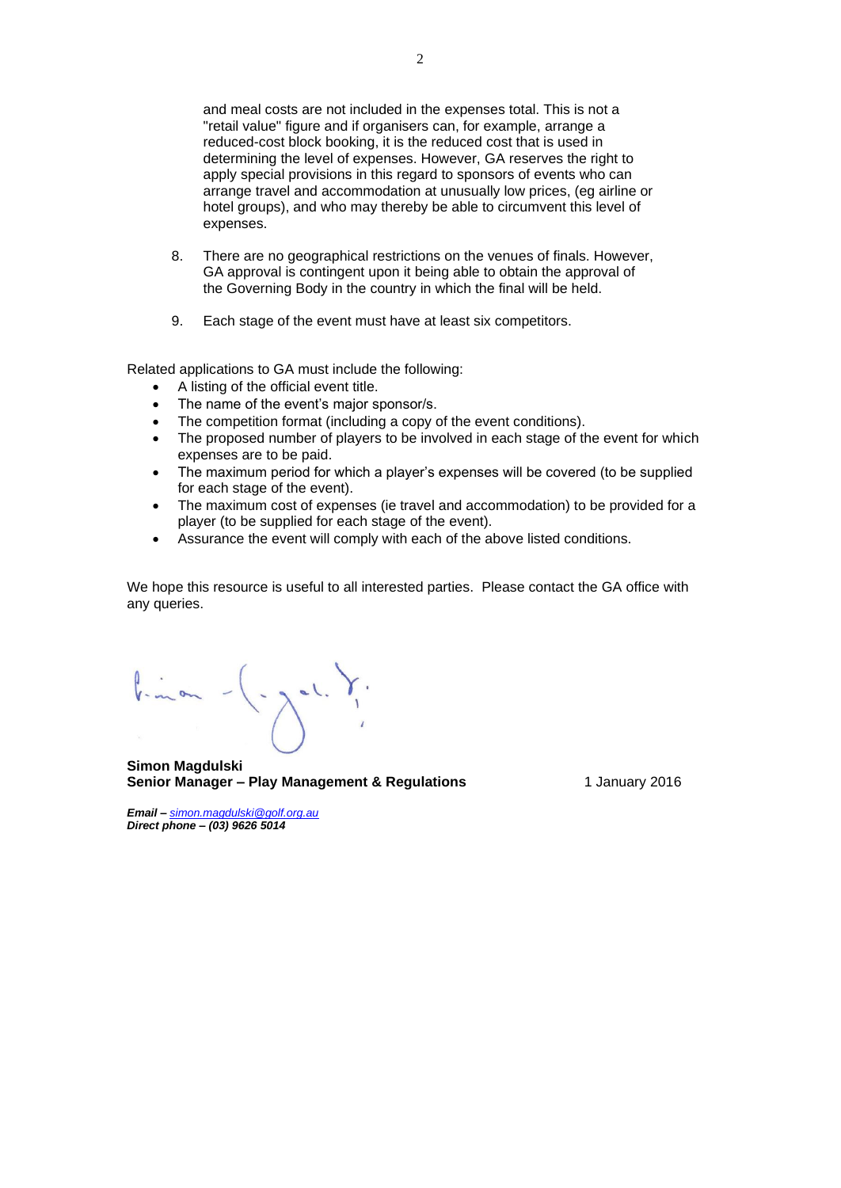and meal costs are not included in the expenses total. This is not a "retail value" figure and if organisers can, for example, arrange a reduced-cost block booking, it is the reduced cost that is used in determining the level of expenses. However, GA reserves the right to apply special provisions in this regard to sponsors of events who can arrange travel and accommodation at unusually low prices, (eg airline or hotel groups), and who may thereby be able to circumvent this level of expenses.

8. There are no geographical restrictions on the venues of finals. However, GA approval is contingent upon it being able to obtain the approval of the Governing Body in the country in which the final will be held.

9. Each stage of the event must have at least six competitors.

Related applications to GA must include the following:

- A listing of the official event title.
- The name of the event's major sponsor/s.
- The competition format (including a copy of the event conditions).
- The proposed number of players to be involved in each stage of the event for which expenses are to be paid.
- The maximum period for which a player's expenses will be covered (to be supplied for each stage of the event).
- The maximum cost of expenses (ie travel and accommodation) to be provided for a player (to be supplied for each stage of the event).
- Assurance the event will comply with each of the above listed conditions.

We hope this resource is useful to all interested parties. Please contact the GA office with any queries.

**Simon Magdulski**
**Senior Manager – Play Management & Regulations** 1 January 2016

***Email –** [simon.magdulski@golf.org.au](mailto:simon.magdulski@golf.org.au)*
***Direct phone – (03) 9626 5014***